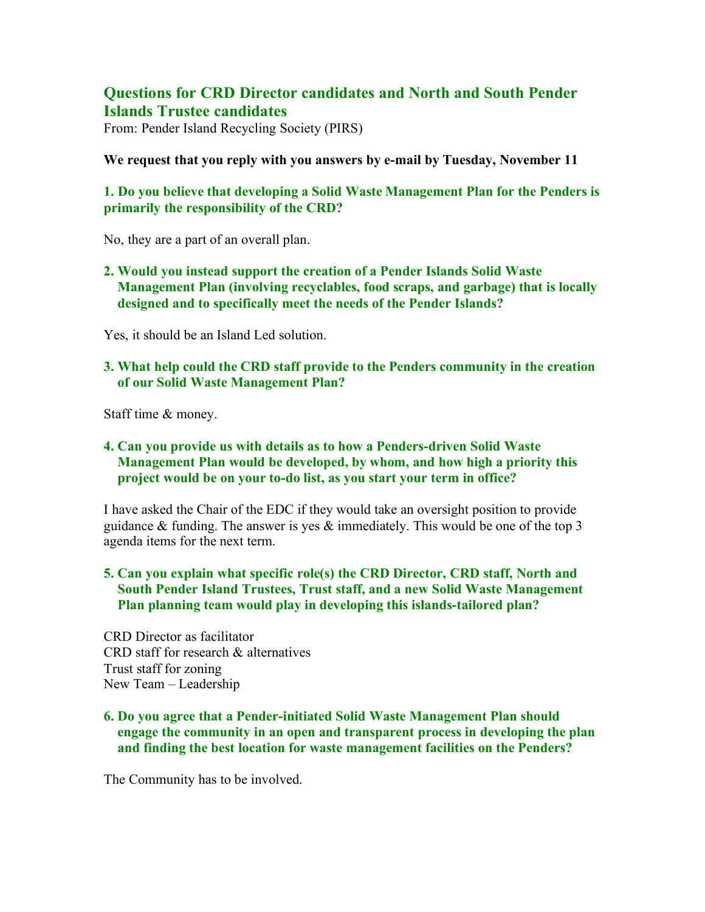## Questions for CRD Director candidates and North and South Pender Islands Trustee candidates

From: Pender Island Recycling Society (PIRS)

**We request that you reply with you answers by e-mail by Tuesday, November 11**

**1. Do you believe that developing a Solid Waste Management Plan for the Penders is primarily the responsibility of the CRD?**

No, they are a part of an overall plan.

**2. Would you instead support the creation of a Pender Islands Solid Waste Management Plan (involving recyclables, food scraps, and garbage) that is locally designed and to specifically meet the needs of the Pender Islands?**

Yes, it should be an Island Led solution.

**3. What help could the CRD staff provide to the Penders community in the creation of our Solid Waste Management Plan?**

Staff time & money.

**4. Can you provide us with details as to how a Penders-driven Solid Waste Management Plan would be developed, by whom, and how high a priority this project would be on your to-do list, as you start your term in office?**

I have asked the Chair of the EDC if they would take an oversight position to provide guidance & funding. The answer is yes & immediately. This would be one of the top 3 agenda items for the next term.

**5. Can you explain what specific role(s) the CRD Director, CRD staff, North and South Pender Island Trustees, Trust staff, and a new Solid Waste Management Plan planning team would play in developing this islands-tailored plan?**

CRD Director as facilitator
CRD staff for research & alternatives
Trust staff for zoning
New Team – Leadership

**6. Do you agree that a Pender-initiated Solid Waste Management Plan should engage the community in an open and transparent process in developing the plan and finding the best location for waste management facilities on the Penders?**

The Community has to be involved.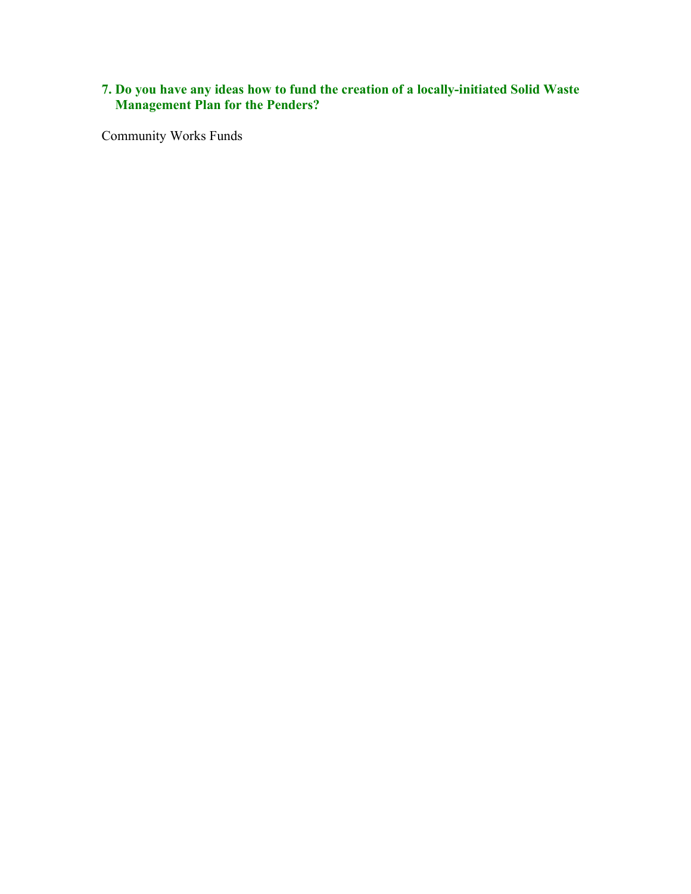**7. Do you have any ideas how to fund the creation of a locally-initiated Solid Waste Management Plan for the Penders?**

Community Works Funds